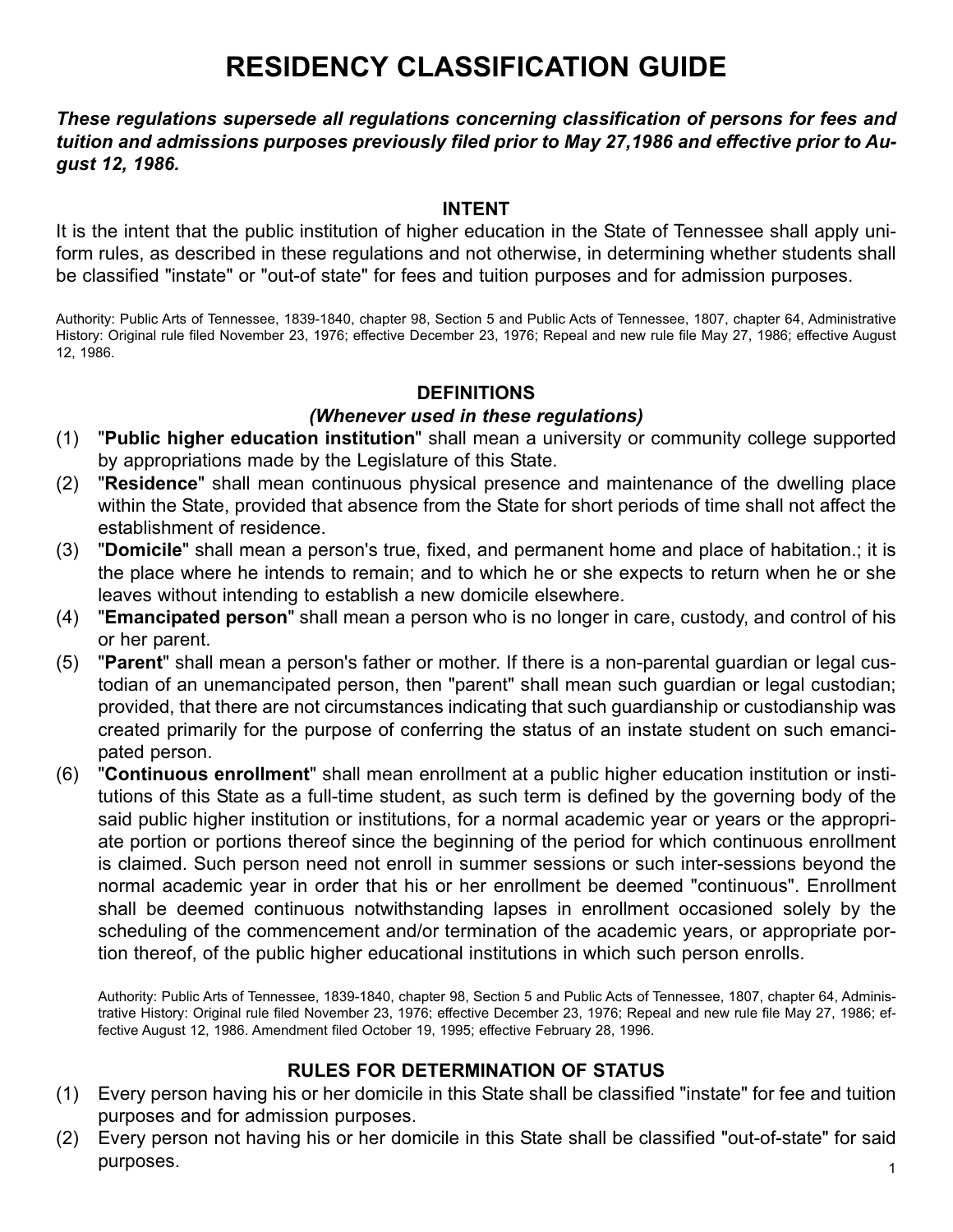# RESIDENCY CLASSIFICATION GUIDE

***These regulations supersede all regulations concerning classification of persons for fees and tuition and admissions purposes previously filed prior to May 27,1986 and effective prior to August 12, 1986.***

### INTENT

It is the intent that the public institution of higher education in the State of Tennessee shall apply uniform rules, as described in these regulations and not otherwise, in determining whether students shall be classified "instate" or "out-of state" for fees and tuition purposes and for admission purposes.

Authority: Public Arts of Tennessee, 1839-1840, chapter 98, Section 5 and Public Acts of Tennessee, 1807, chapter 64, Administrative History: Original rule filed November 23, 1976; effective December 23, 1976; Repeal and new rule file May 27, 1986; effective August 12, 1986.

### DEFINITIONS

***(Whenever used in these regulations)***

(1) "**Public higher education institution**" shall mean a university or community college supported by appropriations made by the Legislature of this State.

(2) "**Residence**" shall mean continuous physical presence and maintenance of the dwelling place within the State, provided that absence from the State for short periods of time shall not affect the establishment of residence.

(3) "**Domicile**" shall mean a person's true, fixed, and permanent home and place of habitation.; it is the place where he intends to remain; and to which he or she expects to return when he or she leaves without intending to establish a new domicile elsewhere.

(4) "**Emancipated person**" shall mean a person who is no longer in care, custody, and control of his or her parent.

(5) "**Parent**" shall mean a person's father or mother. If there is a non-parental guardian or legal custodian of an unemancipated person, then "parent" shall mean such guardian or legal custodian; provided, that there are not circumstances indicating that such guardianship or custodianship was created primarily for the purpose of conferring the status of an instate student on such emancipated person.

(6) "**Continuous enrollment**" shall mean enrollment at a public higher education institution or institutions of this State as a full-time student, as such term is defined by the governing body of the said public higher institution or institutions, for a normal academic year or years or the appropriate portion or portions thereof since the beginning of the period for which continuous enrollment is claimed. Such person need not enroll in summer sessions or such inter-sessions beyond the normal academic year in order that his or her enrollment be deemed "continuous". Enrollment shall be deemed continuous notwithstanding lapses in enrollment occasioned solely by the scheduling of the commencement and/or termination of the academic years, or appropriate portion thereof, of the public higher educational institutions in which such person enrolls.

Authority: Public Arts of Tennessee, 1839-1840, chapter 98, Section 5 and Public Acts of Tennessee, 1807, chapter 64, Administrative History: Original rule filed November 23, 1976; effective December 23, 1976; Repeal and new rule file May 27, 1986; effective August 12, 1986. Amendment filed October 19, 1995; effective February 28, 1996.

### RULES FOR DETERMINATION OF STATUS

(1) Every person having his or her domicile in this State shall be classified "instate" for fee and tuition purposes and for admission purposes.

(2) Every person not having his or her domicile in this State shall be classified "out-of-state" for said purposes.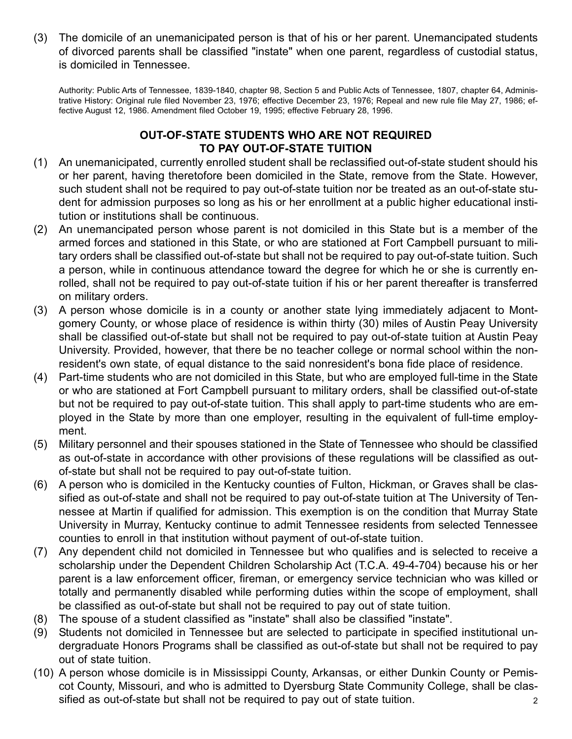(3) The domicile of an unemanicipated person is that of his or her parent. Unemancipated students of divorced parents shall be classified "instate" when one parent, regardless of custodial status, is domiciled in Tennessee.

Authority: Public Arts of Tennessee, 1839-1840, chapter 98, Section 5 and Public Acts of Tennessee, 1807, chapter 64, Administrative History: Original rule filed November 23, 1976; effective December 23, 1976; Repeal and new rule file May 27, 1986; effective August 12, 1986. Amendment filed October 19, 1995; effective February 28, 1996.

## OUT-OF-STATE STUDENTS WHO ARE NOT REQUIRED TO PAY OUT-OF-STATE TUITION

(1) An unemanicipated, currently enrolled student shall be reclassified out-of-state student should his or her parent, having theretofore been domiciled in the State, remove from the State. However, such student shall not be required to pay out-of-state tuition nor be treated as an out-of-state student for admission purposes so long as his or her enrollment at a public higher educational institution or institutions shall be continuous.

(2) An unemancipated person whose parent is not domiciled in this State but is a member of the armed forces and stationed in this State, or who are stationed at Fort Campbell pursuant to military orders shall be classified out-of-state but shall not be required to pay out-of-state tuition. Such a person, while in continuous attendance toward the degree for which he or she is currently enrolled, shall not be required to pay out-of-state tuition if his or her parent thereafter is transferred on military orders.

(3) A person whose domicile is in a county or another state lying immediately adjacent to Montgomery County, or whose place of residence is within thirty (30) miles of Austin Peay University shall be classified out-of-state but shall not be required to pay out-of-state tuition at Austin Peay University. Provided, however, that there be no teacher college or normal school within the nonresident's own state, of equal distance to the said nonresident's bona fide place of residence.

(4) Part-time students who are not domiciled in this State, but who are employed full-time in the State or who are stationed at Fort Campbell pursuant to military orders, shall be classified out-of-state but not be required to pay out-of-state tuition. This shall apply to part-time students who are employed in the State by more than one employer, resulting in the equivalent of full-time employment.

(5) Military personnel and their spouses stationed in the State of Tennessee who should be classified as out-of-state in accordance with other provisions of these regulations will be classified as out-of-state but shall not be required to pay out-of-state tuition.

(6) A person who is domiciled in the Kentucky counties of Fulton, Hickman, or Graves shall be classified as out-of-state and shall not be required to pay out-of-state tuition at The University of Tennessee at Martin if qualified for admission. This exemption is on the condition that Murray State University in Murray, Kentucky continue to admit Tennessee residents from selected Tennessee counties to enroll in that institution without payment of out-of-state tuition.

(7) Any dependent child not domiciled in Tennessee but who qualifies and is selected to receive a scholarship under the Dependent Children Scholarship Act (T.C.A. 49-4-704) because his or her parent is a law enforcement officer, fireman, or emergency service technician who was killed or totally and permanently disabled while performing duties within the scope of employment, shall be classified as out-of-state but shall not be required to pay out of state tuition.

(8) The spouse of a student classified as "instate" shall also be classified "instate".

(9) Students not domiciled in Tennessee but are selected to participate in specified institutional undergraduate Honors Programs shall be classified as out-of-state but shall not be required to pay out of state tuition.

(10) A person whose domicile is in Mississippi County, Arkansas, or either Dunkin County or Pemiscot County, Missouri, and who is admitted to Dyersburg State Community College, shall be classified as out-of-state but shall not be required to pay out of state tuition.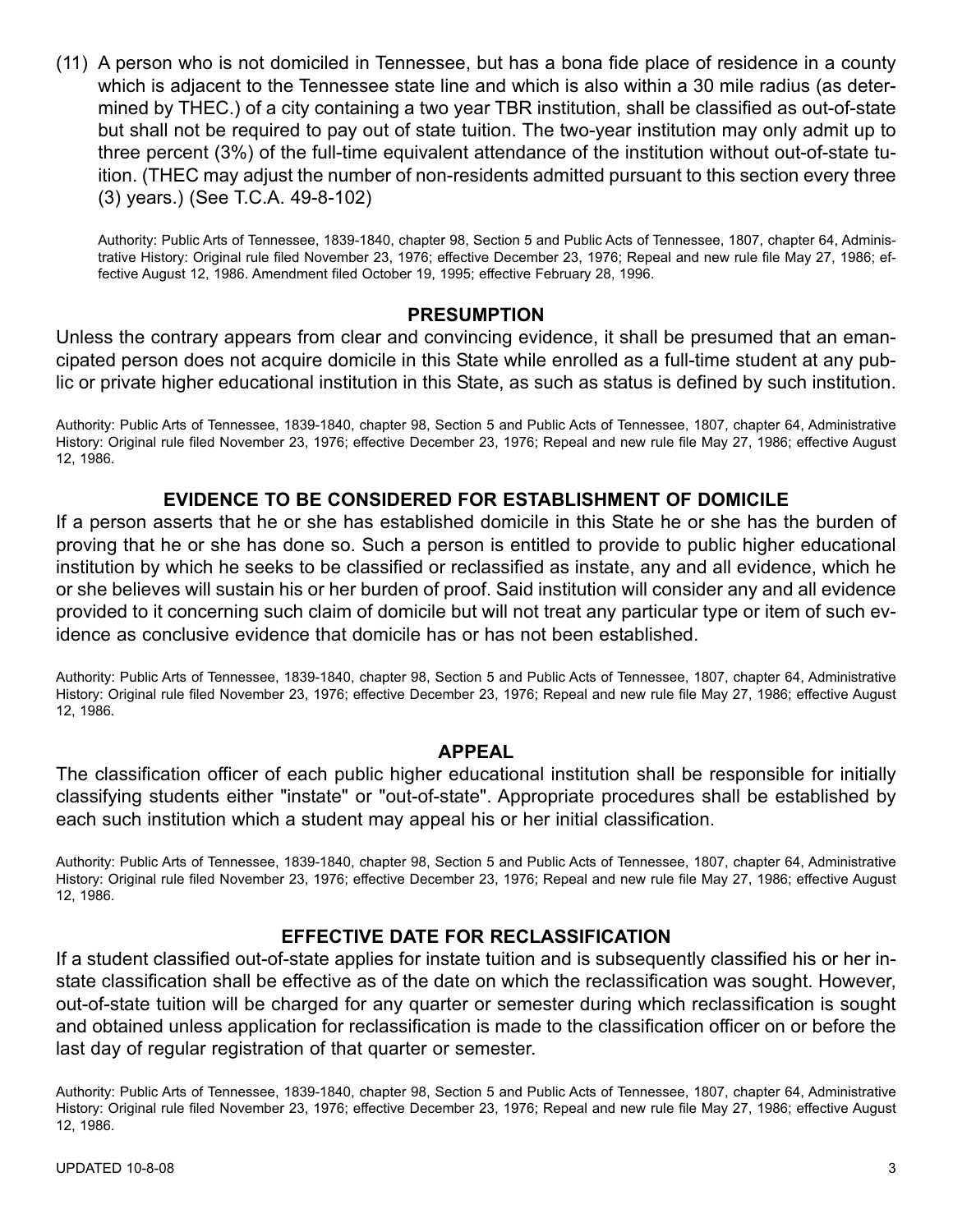(11) A person who is not domiciled in Tennessee, but has a bona fide place of residence in a county which is adjacent to the Tennessee state line and which is also within a 30 mile radius (as determined by THEC.) of a city containing a two year TBR institution, shall be classified as out-of-state but shall not be required to pay out of state tuition. The two-year institution may only admit up to three percent (3%) of the full-time equivalent attendance of the institution without out-of-state tuition. (THEC may adjust the number of non-residents admitted pursuant to this section every three (3) years.) (See T.C.A. 49-8-102)

Authority: Public Arts of Tennessee, 1839-1840, chapter 98, Section 5 and Public Acts of Tennessee, 1807, chapter 64, Administrative History: Original rule filed November 23, 1976; effective December 23, 1976; Repeal and new rule file May 27, 1986; effective August 12, 1986. Amendment filed October 19, 1995; effective February 28, 1996.

## PRESUMPTION

Unless the contrary appears from clear and convincing evidence, it shall be presumed that an emancipated person does not acquire domicile in this State while enrolled as a full-time student at any public or private higher educational institution in this State, as such as status is defined by such institution.

Authority: Public Arts of Tennessee, 1839-1840, chapter 98, Section 5 and Public Acts of Tennessee, 1807, chapter 64, Administrative History: Original rule filed November 23, 1976; effective December 23, 1976; Repeal and new rule file May 27, 1986; effective August 12, 1986.

## EVIDENCE TO BE CONSIDERED FOR ESTABLISHMENT OF DOMICILE

If a person asserts that he or she has established domicile in this State he or she has the burden of proving that he or she has done so. Such a person is entitled to provide to public higher educational institution by which he seeks to be classified or reclassified as instate, any and all evidence, which he or she believes will sustain his or her burden of proof. Said institution will consider any and all evidence provided to it concerning such claim of domicile but will not treat any particular type or item of such evidence as conclusive evidence that domicile has or has not been established.

Authority: Public Arts of Tennessee, 1839-1840, chapter 98, Section 5 and Public Acts of Tennessee, 1807, chapter 64, Administrative History: Original rule filed November 23, 1976; effective December 23, 1976; Repeal and new rule file May 27, 1986; effective August 12, 1986.

## APPEAL

The classification officer of each public higher educational institution shall be responsible for initially classifying students either "instate" or "out-of-state". Appropriate procedures shall be established by each such institution which a student may appeal his or her initial classification.

Authority: Public Arts of Tennessee, 1839-1840, chapter 98, Section 5 and Public Acts of Tennessee, 1807, chapter 64, Administrative History: Original rule filed November 23, 1976; effective December 23, 1976; Repeal and new rule file May 27, 1986; effective August 12, 1986.

## EFFECTIVE DATE FOR RECLASSIFICATION

If a student classified out-of-state applies for instate tuition and is subsequently classified his or her instate classification shall be effective as of the date on which the reclassification was sought. However, out-of-state tuition will be charged for any quarter or semester during which reclassification is sought and obtained unless application for reclassification is made to the classification officer on or before the last day of regular registration of that quarter or semester.

Authority: Public Arts of Tennessee, 1839-1840, chapter 98, Section 5 and Public Acts of Tennessee, 1807, chapter 64, Administrative History: Original rule filed November 23, 1976; effective December 23, 1976; Repeal and new rule file May 27, 1986; effective August 12, 1986.

UPDATED 10-8-08